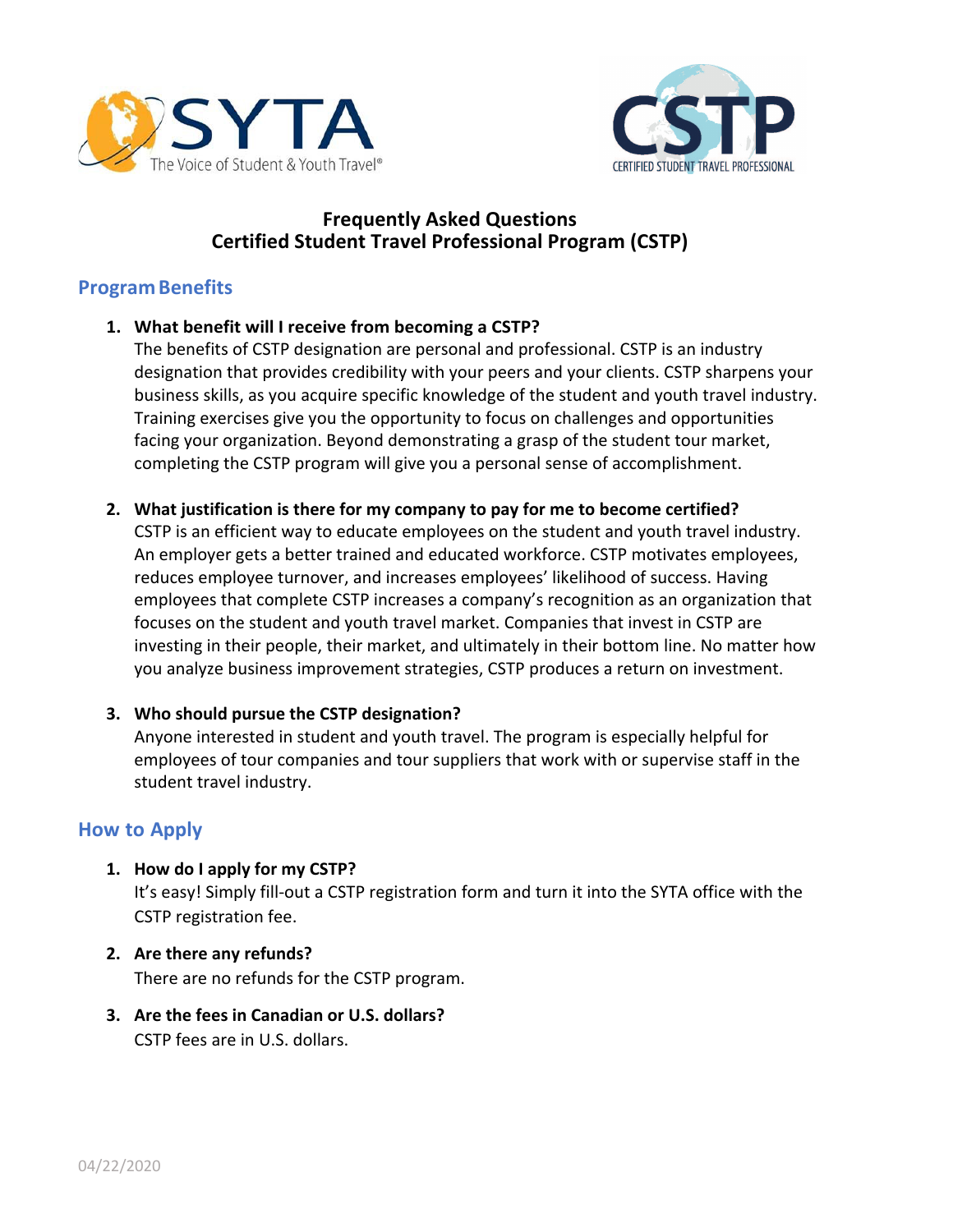# Frequently Asked Questions
# Certified Student Travel Professional Program (CSTP)

## Program Benefits

1. **What benefit will I receive from becoming a CSTP?**
   The benefits of CSTP designation are personal and professional. CSTP is an industry designation that provides credibility with your peers and your clients. CSTP sharpens your business skills, as you acquire specific knowledge of the student and youth travel industry. Training exercises give you the opportunity to focus on challenges and opportunities facing your organization. Beyond demonstrating a grasp of the student tour market, completing the CSTP program will give you a personal sense of accomplishment.

2. **What justification is there for my company to pay for me to become certified?**
   CSTP is an efficient way to educate employees on the student and youth travel industry. An employer gets a better trained and educated workforce. CSTP motivates employees, reduces employee turnover, and increases employees' likelihood of success. Having employees that complete CSTP increases a company's recognition as an organization that focuses on the student and youth travel market. Companies that invest in CSTP are investing in their people, their market, and ultimately in their bottom line. No matter how you analyze business improvement strategies, CSTP produces a return on investment.

3. **Who should pursue the CSTP designation?**
   Anyone interested in student and youth travel. The program is especially helpful for employees of tour companies and tour suppliers that work with or supervise staff in the student travel industry.

## How to Apply

1. **How do I apply for my CSTP?**
   It's easy! Simply fill-out a CSTP registration form and turn it into the SYTA office with the CSTP registration fee.

2. **Are there any refunds?**
   There are no refunds for the CSTP program.

3. **Are the fees in Canadian or U.S. dollars?**
   CSTP fees are in U.S. dollars.

04/22/2020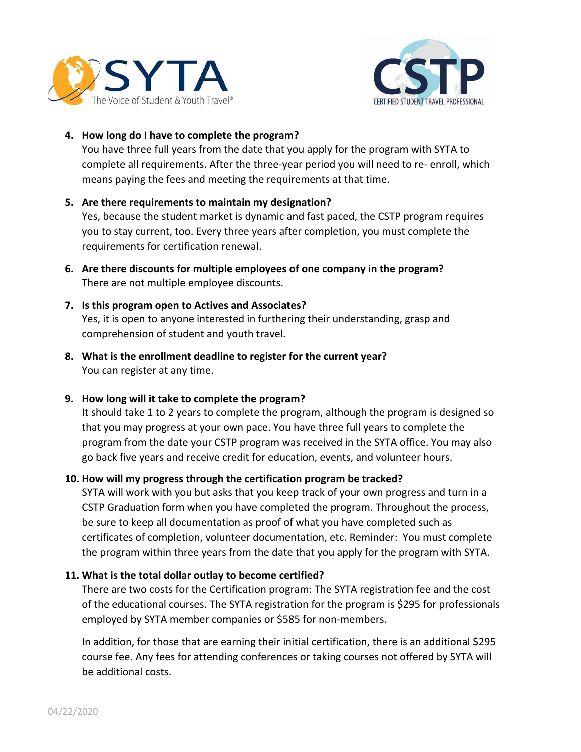4. **How long do I have to complete the program?**
   You have three full years from the date that you apply for the program with SYTA to complete all requirements. After the three-year period you will need to re- enroll, which means paying the fees and meeting the requirements at that time.

5. **Are there requirements to maintain my designation?**
   Yes, because the student market is dynamic and fast paced, the CSTP program requires you to stay current, too. Every three years after completion, you must complete the requirements for certification renewal.

6. **Are there discounts for multiple employees of one company in the program?**
   There are not multiple employee discounts.

7. **Is this program open to Actives and Associates?**
   Yes, it is open to anyone interested in furthering their understanding, grasp and comprehension of student and youth travel.

8. **What is the enrollment deadline to register for the current year?**
   You can register at any time.

9. **How long will it take to complete the program?**
   It should take 1 to 2 years to complete the program, although the program is designed so that you may progress at your own pace. You have three full years to complete the program from the date your CSTP program was received in the SYTA office. You may also go back five years and receive credit for education, events, and volunteer hours.

10. **How will my progress through the certification program be tracked?**
    SYTA will work with you but asks that you keep track of your own progress and turn in a CSTP Graduation form when you have completed the program. Throughout the process, be sure to keep all documentation as proof of what you have completed such as certificates of completion, volunteer documentation, etc. Reminder: You must complete the program within three years from the date that you apply for the program with SYTA.

11. **What is the total dollar outlay to become certified?**
    There are two costs for the Certification program: The SYTA registration fee and the cost of the educational courses. The SYTA registration for the program is $295 for professionals employed by SYTA member companies or $585 for non-members.

    In addition, for those that are earning their initial certification, there is an additional $295 course fee. Any fees for attending conferences or taking courses not offered by SYTA will be additional costs.

04/22/2020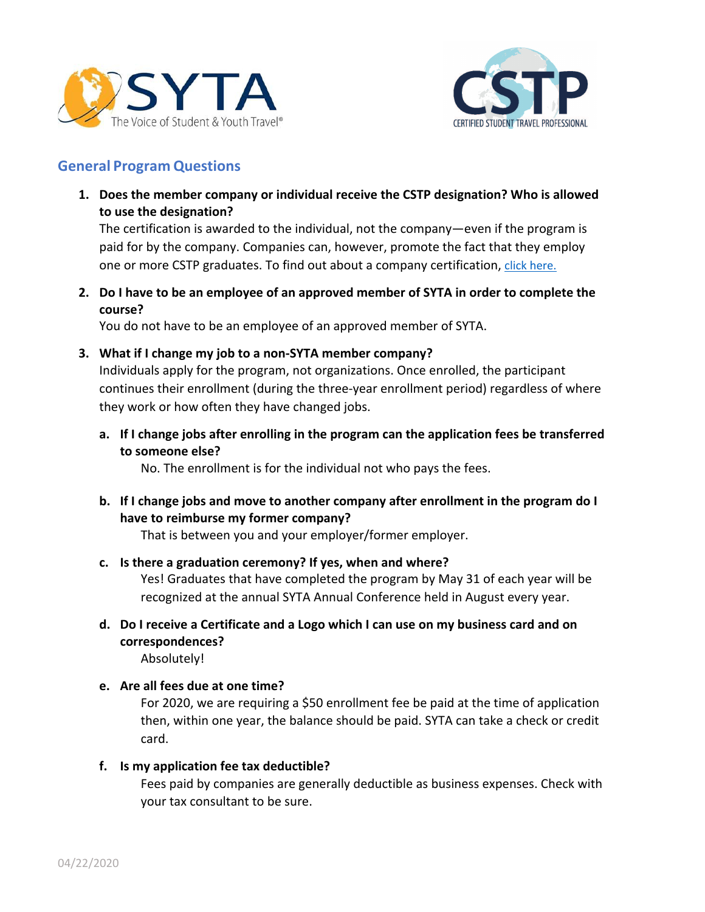## General Program Questions

1. **Does the member company or individual receive the CSTP designation? Who is allowed to use the designation?**
   The certification is awarded to the individual, not the company—even if the program is paid for by the company. Companies can, however, promote the fact that they employ one or more CSTP graduates. To find out about a company certification, click here.

2. **Do I have to be an employee of an approved member of SYTA in order to complete the course?**
   You do not have to be an employee of an approved member of SYTA.

3. **What if I change my job to a non-SYTA member company?**
   Individuals apply for the program, not organizations. Once enrolled, the participant continues their enrollment (during the three-year enrollment period) regardless of where they work or how often they have changed jobs.

   a. **If I change jobs after enrolling in the program can the application fees be transferred to someone else?**
      No. The enrollment is for the individual not who pays the fees.

   b. **If I change jobs and move to another company after enrollment in the program do I have to reimburse my former company?**
      That is between you and your employer/former employer.

   c. **Is there a graduation ceremony? If yes, when and where?**
      Yes! Graduates that have completed the program by May 31 of each year will be recognized at the annual SYTA Annual Conference held in August every year.

   d. **Do I receive a Certificate and a Logo which I can use on my business card and on correspondences?**
      Absolutely!

   e. **Are all fees due at one time?**
      For 2020, we are requiring a $50 enrollment fee be paid at the time of application then, within one year, the balance should be paid. SYTA can take a check or credit card.

   f. **Is my application fee tax deductible?**
      Fees paid by companies are generally deductible as business expenses. Check with your tax consultant to be sure.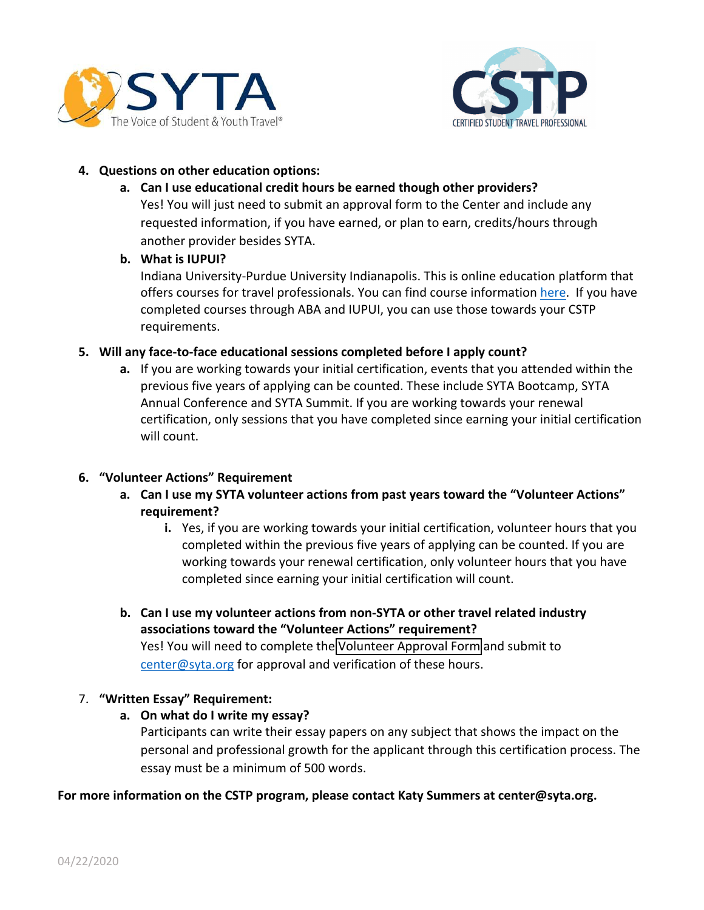4. **Questions on other education options:**
    a. **Can I use educational credit hours be earned though other providers?**
    Yes! You will just need to submit an approval form to the Center and include any requested information, if you have earned, or plan to earn, credits/hours through another provider besides SYTA.
    b. **What is IUPUI?**
    Indiana University-Purdue University Indianapolis. This is online education platform that offers courses for travel professionals. You can find course information here. If you have completed courses through ABA and IUPUI, you can use those towards your CSTP requirements.

5. **Will any face-to-face educational sessions completed before I apply count?**
    a. If you are working towards your initial certification, events that you attended within the previous five years of applying can be counted. These include SYTA Bootcamp, SYTA Annual Conference and SYTA Summit. If you are working towards your renewal certification, only sessions that you have completed since earning your initial certification will count.

6. **"Volunteer Actions" Requirement**
    a. **Can I use my SYTA volunteer actions from past years toward the "Volunteer Actions" requirement?**
        i. Yes, if you are working towards your initial certification, volunteer hours that you completed within the previous five years of applying can be counted. If you are working towards your renewal certification, only volunteer hours that you have completed since earning your initial certification will count.

    b. **Can I use my volunteer actions from non-SYTA or other travel related industry associations toward the "Volunteer Actions" requirement?**
    Yes! You will need to complete the Volunteer Approval Form and submit to center@syta.org for approval and verification of these hours.

7. **"Written Essay" Requirement:**
    a. **On what do I write my essay?**
    Participants can write their essay papers on any subject that shows the impact on the personal and professional growth for the applicant through this certification process. The essay must be a minimum of 500 words.

**For more information on the CSTP program, please contact Katy Summers at center@syta.org.**

04/22/2020